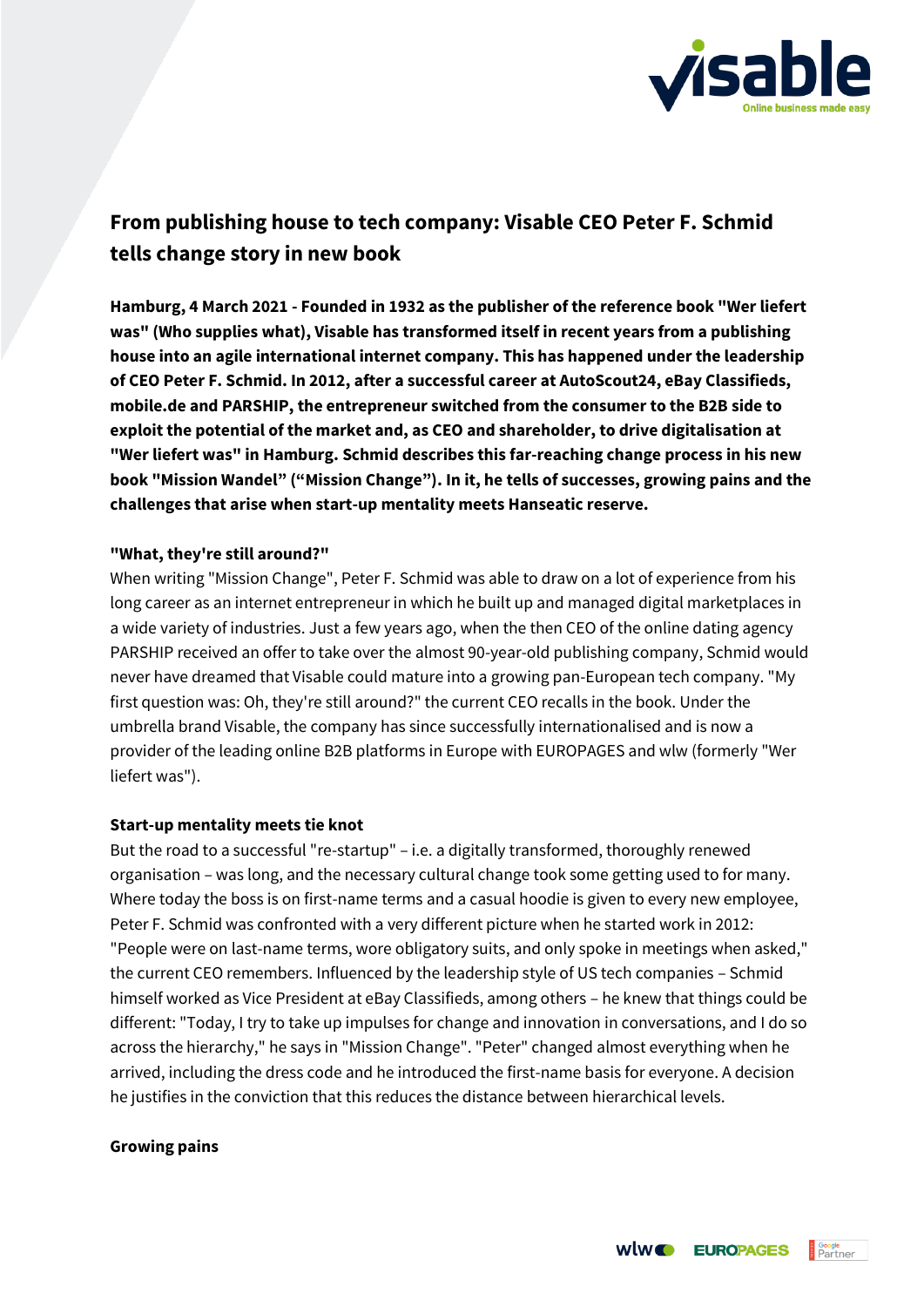# From publishing house to tech company: Visable CEO Peter F. Schmid tells change story in new book

**Hamburg, 4 March 2021 - Founded in 1932 as the publisher of the reference book "Wer liefert was" (Who supplies what), Visable has transformed itself in recent years from a publishing house into an agile international internet company. This has happened under the leadership of CEO Peter F. Schmid. In 2012, after a successful career at AutoScout24, eBay Classifieds, mobile.de and PARSHIP, the entrepreneur switched from the consumer to the B2B side to exploit the potential of the market and, as CEO and shareholder, to drive digitalisation at "Wer liefert was" in Hamburg. Schmid describes this far-reaching change process in his new book "Mission Wandel" ("Mission Change"). In it, he tells of successes, growing pains and the challenges that arise when start-up mentality meets Hanseatic reserve.**

**"What, they're still around?"**

When writing "Mission Change", Peter F. Schmid was able to draw on a lot of experience from his long career as an internet entrepreneur in which he built up and managed digital marketplaces in a wide variety of industries. Just a few years ago, when the then CEO of the online dating agency PARSHIP received an offer to take over the almost 90-year-old publishing company, Schmid would never have dreamed that Visable could mature into a growing pan-European tech company. "My first question was: Oh, they're still around?" the current CEO recalls in the book. Under the umbrella brand Visable, the company has since successfully internationalised and is now a provider of the leading online B2B platforms in Europe with EUROPAGES and wlw (formerly "Wer liefert was").

**Start-up mentality meets tie knot**

But the road to a successful "re-startup" – i.e. a digitally transformed, thoroughly renewed organisation – was long, and the necessary cultural change took some getting used to for many. Where today the boss is on first-name terms and a casual hoodie is given to every new employee, Peter F. Schmid was confronted with a very different picture when he started work in 2012: "People were on last-name terms, wore obligatory suits, and only spoke in meetings when asked," the current CEO remembers. Influenced by the leadership style of US tech companies – Schmid himself worked as Vice President at eBay Classifieds, among others – he knew that things could be different: "Today, I try to take up impulses for change and innovation in conversations, and I do so across the hierarchy," he says in "Mission Change". "Peter" changed almost everything when he arrived, including the dress code and he introduced the first-name basis for everyone. A decision he justifies in the conviction that this reduces the distance between hierarchical levels.

**Growing pains**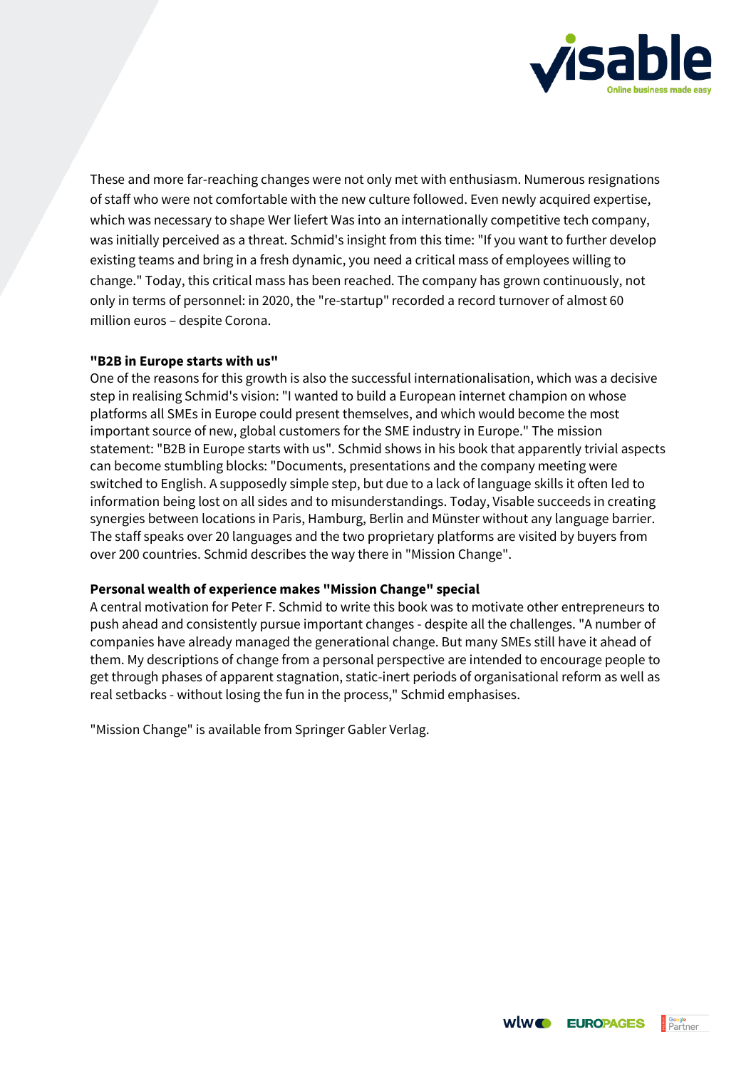These and more far-reaching changes were not only met with enthusiasm. Numerous resignations of staff who were not comfortable with the new culture followed. Even newly acquired expertise, which was necessary to shape Wer liefert Was into an internationally competitive tech company, was initially perceived as a threat. Schmid's insight from this time: "If you want to further develop existing teams and bring in a fresh dynamic, you need a critical mass of employees willing to change." Today, this critical mass has been reached. The company has grown continuously, not only in terms of personnel: in 2020, the "re-startup" recorded a record turnover of almost 60 million euros – despite Corona.

**"B2B in Europe starts with us"**

One of the reasons for this growth is also the successful internationalisation, which was a decisive step in realising Schmid's vision: "I wanted to build a European internet champion on whose platforms all SMEs in Europe could present themselves, and which would become the most important source of new, global customers for the SME industry in Europe." The mission statement: "B2B in Europe starts with us". Schmid shows in his book that apparently trivial aspects can become stumbling blocks: "Documents, presentations and the company meeting were switched to English. A supposedly simple step, but due to a lack of language skills it often led to information being lost on all sides and to misunderstandings. Today, Visable succeeds in creating synergies between locations in Paris, Hamburg, Berlin and Münster without any language barrier. The staff speaks over 20 languages and the two proprietary platforms are visited by buyers from over 200 countries. Schmid describes the way there in "Mission Change".

**Personal wealth of experience makes "Mission Change" special**

A central motivation for Peter F. Schmid to write this book was to motivate other entrepreneurs to push ahead and consistently pursue important changes - despite all the challenges. "A number of companies have already managed the generational change. But many SMEs still have it ahead of them. My descriptions of change from a personal perspective are intended to encourage people to get through phases of apparent stagnation, static-inert periods of organisational reform as well as real setbacks - without losing the fun in the process," Schmid emphasises.

"Mission Change" is available from Springer Gabler Verlag.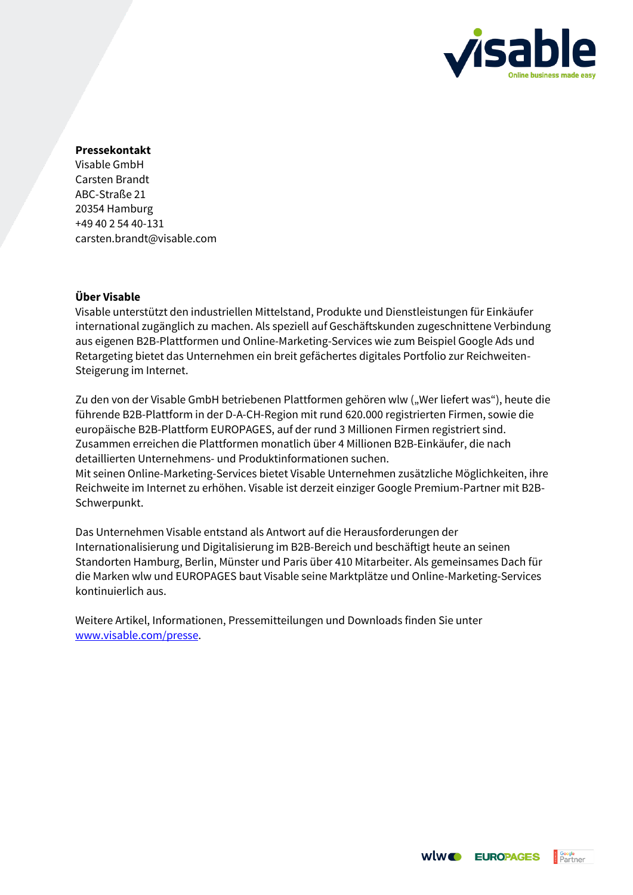**Pressekontakt**
Visable GmbH
Carsten Brandt
ABC-Straße 21
20354 Hamburg
+49 40 2 54 40-131
carsten.brandt@visable.com

**Über Visable**

Visable unterstützt den industriellen Mittelstand, Produkte und Dienstleistungen für Einkäufer international zugänglich zu machen. Als speziell auf Geschäftskunden zugeschnittene Verbindung aus eigenen B2B-Plattformen und Online-Marketing-Services wie zum Beispiel Google Ads und Retargeting bietet das Unternehmen ein breit gefächertes digitales Portfolio zur Reichweiten-Steigerung im Internet.

Zu den von der Visable GmbH betriebenen Plattformen gehören wlw („Wer liefert was"), heute die führende B2B-Plattform in der D-A-CH-Region mit rund 620.000 registrierten Firmen, sowie die europäische B2B-Plattform EUROPAGES, auf der rund 3 Millionen Firmen registriert sind. Zusammen erreichen die Plattformen monatlich über 4 Millionen B2B-Einkäufer, die nach detaillierten Unternehmens- und Produktinformationen suchen.
Mit seinen Online-Marketing-Services bietet Visable Unternehmen zusätzliche Möglichkeiten, ihre Reichweite im Internet zu erhöhen. Visable ist derzeit einziger Google Premium-Partner mit B2B-Schwerpunkt.

Das Unternehmen Visable entstand als Antwort auf die Herausforderungen der Internationalisierung und Digitalisierung im B2B-Bereich und beschäftigt heute an seinen Standorten Hamburg, Berlin, Münster und Paris über 410 Mitarbeiter. Als gemeinsames Dach für die Marken wlw und EUROPAGES baut Visable seine Marktplätze und Online-Marketing-Services kontinuierlich aus.

Weitere Artikel, Informationen, Pressemitteilungen und Downloads finden Sie unter [www.visable.com/presse](http://www.visable.com/presse).